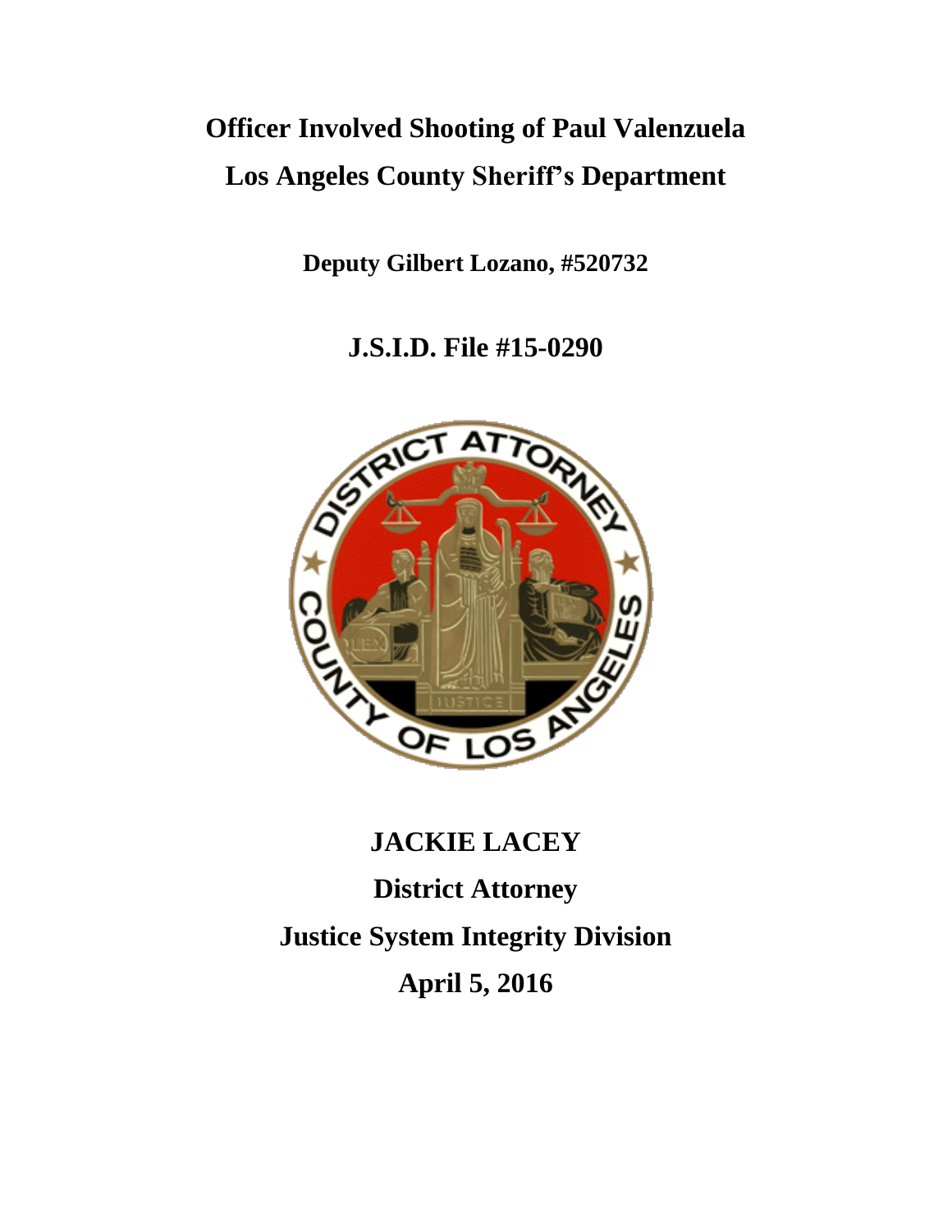# Officer Involved Shooting of Paul Valenzuela

# Los Angeles County Sheriff's Department

**Deputy Gilbert Lozano, #520732**

## J.S.I.D. File #15-0290

**JACKIE LACEY**

**District Attorney**

**Justice System Integrity Division**

**April 5, 2016**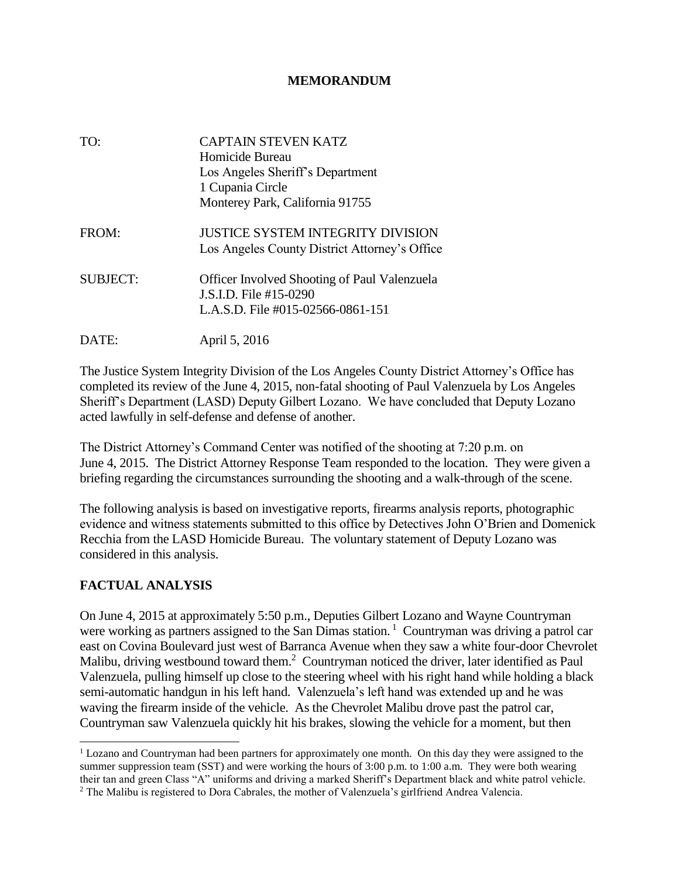**MEMORANDUM**

TO: CAPTAIN STEVEN KATZ
Homicide Bureau
Los Angeles Sheriff's Department
1 Cupania Circle
Monterey Park, California 91755

FROM: JUSTICE SYSTEM INTEGRITY DIVISION
Los Angeles County District Attorney's Office

SUBJECT: Officer Involved Shooting of Paul Valenzuela
J.S.I.D. File #15-0290
L.A.S.D. File #015-02566-0861-151

DATE: April 5, 2016

The Justice System Integrity Division of the Los Angeles County District Attorney's Office has completed its review of the June 4, 2015, non-fatal shooting of Paul Valenzuela by Los Angeles Sheriff's Department (LASD) Deputy Gilbert Lozano. We have concluded that Deputy Lozano acted lawfully in self-defense and defense of another.

The District Attorney's Command Center was notified of the shooting at 7:20 p.m. on June 4, 2015. The District Attorney Response Team responded to the location. They were given a briefing regarding the circumstances surrounding the shooting and a walk-through of the scene.

The following analysis is based on investigative reports, firearms analysis reports, photographic evidence and witness statements submitted to this office by Detectives John O'Brien and Domenick Recchia from the LASD Homicide Bureau. The voluntary statement of Deputy Lozano was considered in this analysis.

## FACTUAL ANALYSIS

On June 4, 2015 at approximately 5:50 p.m., Deputies Gilbert Lozano and Wayne Countryman were working as partners assigned to the San Dimas station.[1] Countryman was driving a patrol car east on Covina Boulevard just west of Barranca Avenue when they saw a white four-door Chevrolet Malibu, driving westbound toward them.[2] Countryman noticed the driver, later identified as Paul Valenzuela, pulling himself up close to the steering wheel with his right hand while holding a black semi-automatic handgun in his left hand. Valenzuela's left hand was extended up and he was waving the firearm inside of the vehicle. As the Chevrolet Malibu drove past the patrol car, Countryman saw Valenzuela quickly hit his brakes, slowing the vehicle for a moment, but then

---

[1] Lozano and Countryman had been partners for approximately one month. On this day they were assigned to the summer suppression team (SST) and were working the hours of 3:00 p.m. to 1:00 a.m. They were both wearing their tan and green Class "A" uniforms and driving a marked Sheriff's Department black and white patrol vehicle.

[2] The Malibu is registered to Dora Cabrales, the mother of Valenzuela's girlfriend Andrea Valencia.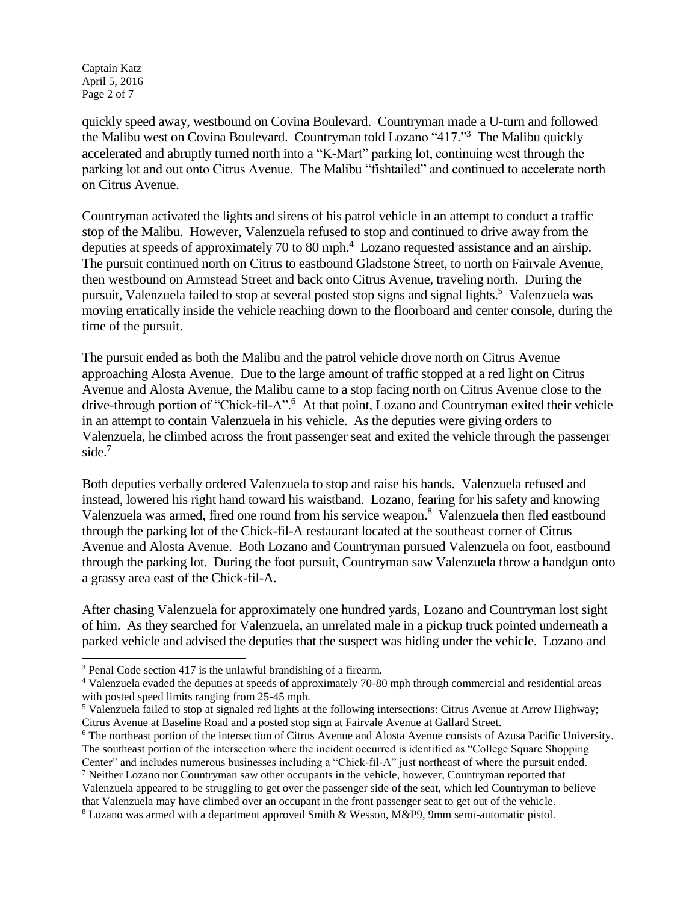quickly speed away, westbound on Covina Boulevard. Countryman made a U-turn and followed the Malibu west on Covina Boulevard. Countryman told Lozano "417."[3] The Malibu quickly accelerated and abruptly turned north into a "K-Mart" parking lot, continuing west through the parking lot and out onto Citrus Avenue. The Malibu "fishtailed" and continued to accelerate north on Citrus Avenue.

Countryman activated the lights and sirens of his patrol vehicle in an attempt to conduct a traffic stop of the Malibu. However, Valenzuela refused to stop and continued to drive away from the deputies at speeds of approximately 70 to 80 mph.[4] Lozano requested assistance and an airship. The pursuit continued north on Citrus to eastbound Gladstone Street, to north on Fairvale Avenue, then westbound on Armstead Street and back onto Citrus Avenue, traveling north. During the pursuit, Valenzuela failed to stop at several posted stop signs and signal lights.[5] Valenzuela was moving erratically inside the vehicle reaching down to the floorboard and center console, during the time of the pursuit.

The pursuit ended as both the Malibu and the patrol vehicle drove north on Citrus Avenue approaching Alosta Avenue. Due to the large amount of traffic stopped at a red light on Citrus Avenue and Alosta Avenue, the Malibu came to a stop facing north on Citrus Avenue close to the drive-through portion of "Chick-fil-A".[6] At that point, Lozano and Countryman exited their vehicle in an attempt to contain Valenzuela in his vehicle. As the deputies were giving orders to Valenzuela, he climbed across the front passenger seat and exited the vehicle through the passenger side.[7]

Both deputies verbally ordered Valenzuela to stop and raise his hands. Valenzuela refused and instead, lowered his right hand toward his waistband. Lozano, fearing for his safety and knowing Valenzuela was armed, fired one round from his service weapon.[8] Valenzuela then fled eastbound through the parking lot of the Chick-fil-A restaurant located at the southeast corner of Citrus Avenue and Alosta Avenue. Both Lozano and Countryman pursued Valenzuela on foot, eastbound through the parking lot. During the foot pursuit, Countryman saw Valenzuela throw a handgun onto a grassy area east of the Chick-fil-A.

After chasing Valenzuela for approximately one hundred yards, Lozano and Countryman lost sight of him. As they searched for Valenzuela, an unrelated male in a pickup truck pointed underneath a parked vehicle and advised the deputies that the suspect was hiding under the vehicle. Lozano and

---

[3] Penal Code section 417 is the unlawful brandishing of a firearm.

[4] Valenzuela evaded the deputies at speeds of approximately 70-80 mph through commercial and residential areas with posted speed limits ranging from 25-45 mph.

[5] Valenzuela failed to stop at signaled red lights at the following intersections: Citrus Avenue at Arrow Highway; Citrus Avenue at Baseline Road and a posted stop sign at Fairvale Avenue at Gallard Street.

[6] The northeast portion of the intersection of Citrus Avenue and Alosta Avenue consists of Azusa Pacific University. The southeast portion of the intersection where the incident occurred is identified as "College Square Shopping Center" and includes numerous businesses including a "Chick-fil-A" just northeast of where the pursuit ended.

[7] Neither Lozano nor Countryman saw other occupants in the vehicle, however, Countryman reported that Valenzuela appeared to be struggling to get over the passenger side of the seat, which led Countryman to believe that Valenzuela may have climbed over an occupant in the front passenger seat to get out of the vehicle.

[8] Lozano was armed with a department approved Smith & Wesson, M&P9, 9mm semi-automatic pistol.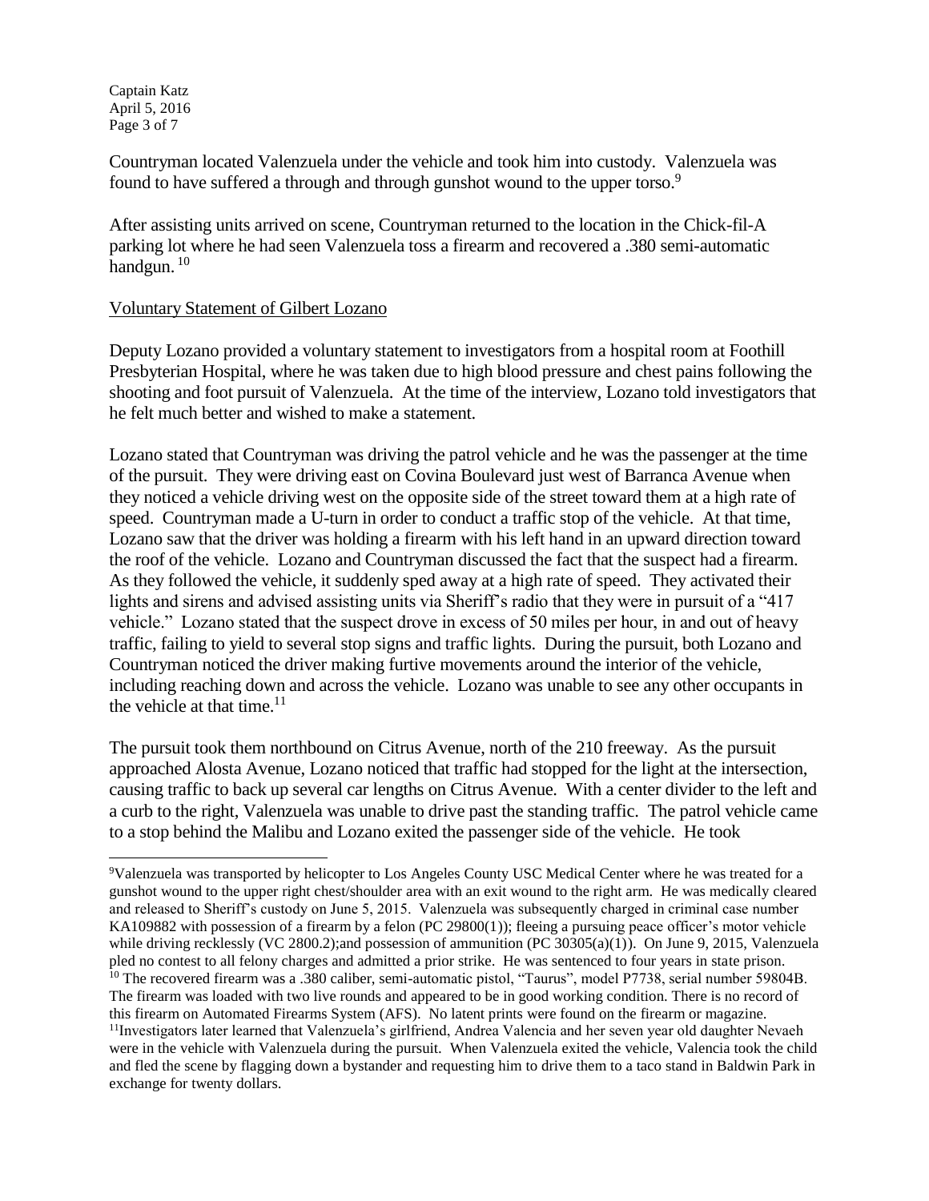Countryman located Valenzuela under the vehicle and took him into custody. Valenzuela was found to have suffered a through and through gunshot wound to the upper torso.[9]

After assisting units arrived on scene, Countryman returned to the location in the Chick-fil-A parking lot where he had seen Valenzuela toss a firearm and recovered a .380 semi-automatic handgun.[10]

Voluntary Statement of Gilbert Lozano

Deputy Lozano provided a voluntary statement to investigators from a hospital room at Foothill Presbyterian Hospital, where he was taken due to high blood pressure and chest pains following the shooting and foot pursuit of Valenzuela. At the time of the interview, Lozano told investigators that he felt much better and wished to make a statement.

Lozano stated that Countryman was driving the patrol vehicle and he was the passenger at the time of the pursuit. They were driving east on Covina Boulevard just west of Barranca Avenue when they noticed a vehicle driving west on the opposite side of the street toward them at a high rate of speed. Countryman made a U-turn in order to conduct a traffic stop of the vehicle. At that time, Lozano saw that the driver was holding a firearm with his left hand in an upward direction toward the roof of the vehicle. Lozano and Countryman discussed the fact that the suspect had a firearm. As they followed the vehicle, it suddenly sped away at a high rate of speed. They activated their lights and sirens and advised assisting units via Sheriff's radio that they were in pursuit of a "417 vehicle." Lozano stated that the suspect drove in excess of 50 miles per hour, in and out of heavy traffic, failing to yield to several stop signs and traffic lights. During the pursuit, both Lozano and Countryman noticed the driver making furtive movements around the interior of the vehicle, including reaching down and across the vehicle. Lozano was unable to see any other occupants in the vehicle at that time.[11]

The pursuit took them northbound on Citrus Avenue, north of the 210 freeway. As the pursuit approached Alosta Avenue, Lozano noticed that traffic had stopped for the light at the intersection, causing traffic to back up several car lengths on Citrus Avenue. With a center divider to the left and a curb to the right, Valenzuela was unable to drive past the standing traffic. The patrol vehicle came to a stop behind the Malibu and Lozano exited the passenger side of the vehicle. He took

---

[9]Valenzuela was transported by helicopter to Los Angeles County USC Medical Center where he was treated for a gunshot wound to the upper right chest/shoulder area with an exit wound to the right arm. He was medically cleared and released to Sheriff's custody on June 5, 2015. Valenzuela was subsequently charged in criminal case number KA109882 with possession of a firearm by a felon (PC 29800(1)); fleeing a pursuing peace officer's motor vehicle while driving recklessly (VC 2800.2);and possession of ammunition (PC 30305(a)(1)). On June 9, 2015, Valenzuela pled no contest to all felony charges and admitted a prior strike. He was sentenced to four years in state prison.

[10] The recovered firearm was a .380 caliber, semi-automatic pistol, "Taurus", model P7738, serial number 59804B. The firearm was loaded with two live rounds and appeared to be in good working condition. There is no record of this firearm on Automated Firearms System (AFS). No latent prints were found on the firearm or magazine.

[11]Investigators later learned that Valenzuela's girlfriend, Andrea Valencia and her seven year old daughter Nevaeh were in the vehicle with Valenzuela during the pursuit. When Valenzuela exited the vehicle, Valencia took the child and fled the scene by flagging down a bystander and requesting him to drive them to a taco stand in Baldwin Park in exchange for twenty dollars.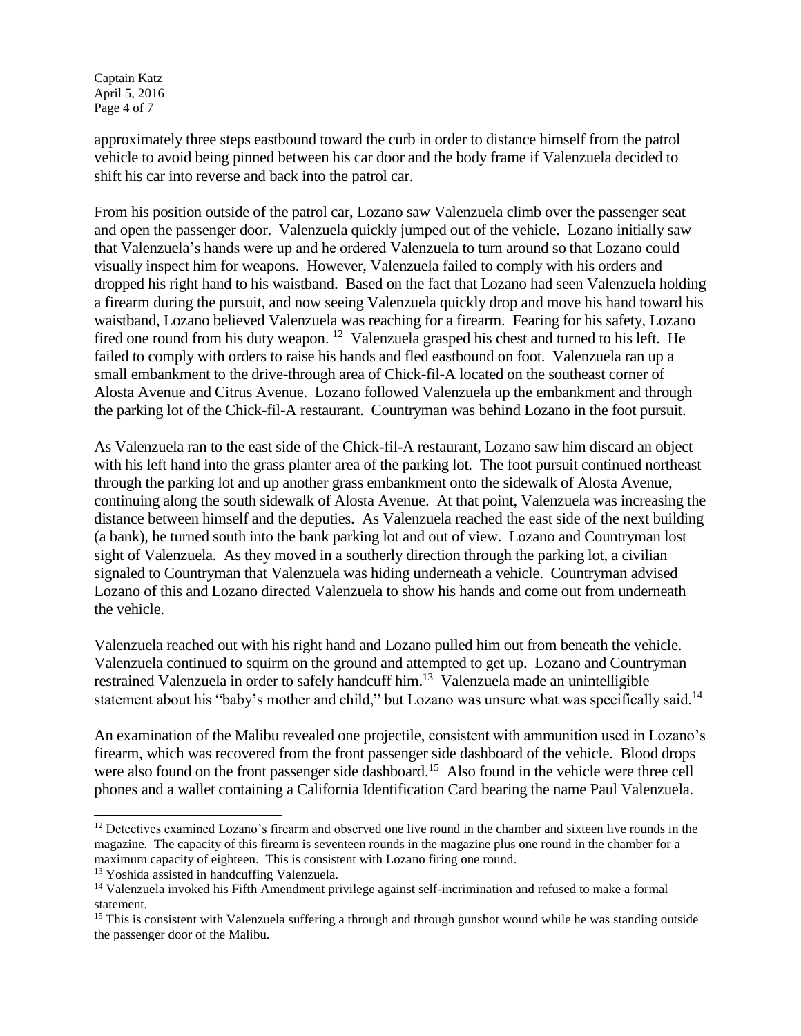approximately three steps eastbound toward the curb in order to distance himself from the patrol vehicle to avoid being pinned between his car door and the body frame if Valenzuela decided to shift his car into reverse and back into the patrol car.

From his position outside of the patrol car, Lozano saw Valenzuela climb over the passenger seat and open the passenger door. Valenzuela quickly jumped out of the vehicle. Lozano initially saw that Valenzuela's hands were up and he ordered Valenzuela to turn around so that Lozano could visually inspect him for weapons. However, Valenzuela failed to comply with his orders and dropped his right hand to his waistband. Based on the fact that Lozano had seen Valenzuela holding a firearm during the pursuit, and now seeing Valenzuela quickly drop and move his hand toward his waistband, Lozano believed Valenzuela was reaching for a firearm. Fearing for his safety, Lozano fired one round from his duty weapon.[12] Valenzuela grasped his chest and turned to his left. He failed to comply with orders to raise his hands and fled eastbound on foot. Valenzuela ran up a small embankment to the drive-through area of Chick-fil-A located on the southeast corner of Alosta Avenue and Citrus Avenue. Lozano followed Valenzuela up the embankment and through the parking lot of the Chick-fil-A restaurant. Countryman was behind Lozano in the foot pursuit.

As Valenzuela ran to the east side of the Chick-fil-A restaurant, Lozano saw him discard an object with his left hand into the grass planter area of the parking lot. The foot pursuit continued northeast through the parking lot and up another grass embankment onto the sidewalk of Alosta Avenue, continuing along the south sidewalk of Alosta Avenue. At that point, Valenzuela was increasing the distance between himself and the deputies. As Valenzuela reached the east side of the next building (a bank), he turned south into the bank parking lot and out of view. Lozano and Countryman lost sight of Valenzuela. As they moved in a southerly direction through the parking lot, a civilian signaled to Countryman that Valenzuela was hiding underneath a vehicle. Countryman advised Lozano of this and Lozano directed Valenzuela to show his hands and come out from underneath the vehicle.

Valenzuela reached out with his right hand and Lozano pulled him out from beneath the vehicle. Valenzuela continued to squirm on the ground and attempted to get up. Lozano and Countryman restrained Valenzuela in order to safely handcuff him.[13] Valenzuela made an unintelligible statement about his "baby's mother and child," but Lozano was unsure what was specifically said.[14]

An examination of the Malibu revealed one projectile, consistent with ammunition used in Lozano's firearm, which was recovered from the front passenger side dashboard of the vehicle. Blood drops were also found on the front passenger side dashboard.[15] Also found in the vehicle were three cell phones and a wallet containing a California Identification Card bearing the name Paul Valenzuela.

---

[12] Detectives examined Lozano's firearm and observed one live round in the chamber and sixteen live rounds in the magazine. The capacity of this firearm is seventeen rounds in the magazine plus one round in the chamber for a maximum capacity of eighteen. This is consistent with Lozano firing one round.

[13] Yoshida assisted in handcuffing Valenzuela.

[14] Valenzuela invoked his Fifth Amendment privilege against self-incrimination and refused to make a formal statement.

[15] This is consistent with Valenzuela suffering a through and through gunshot wound while he was standing outside the passenger door of the Malibu.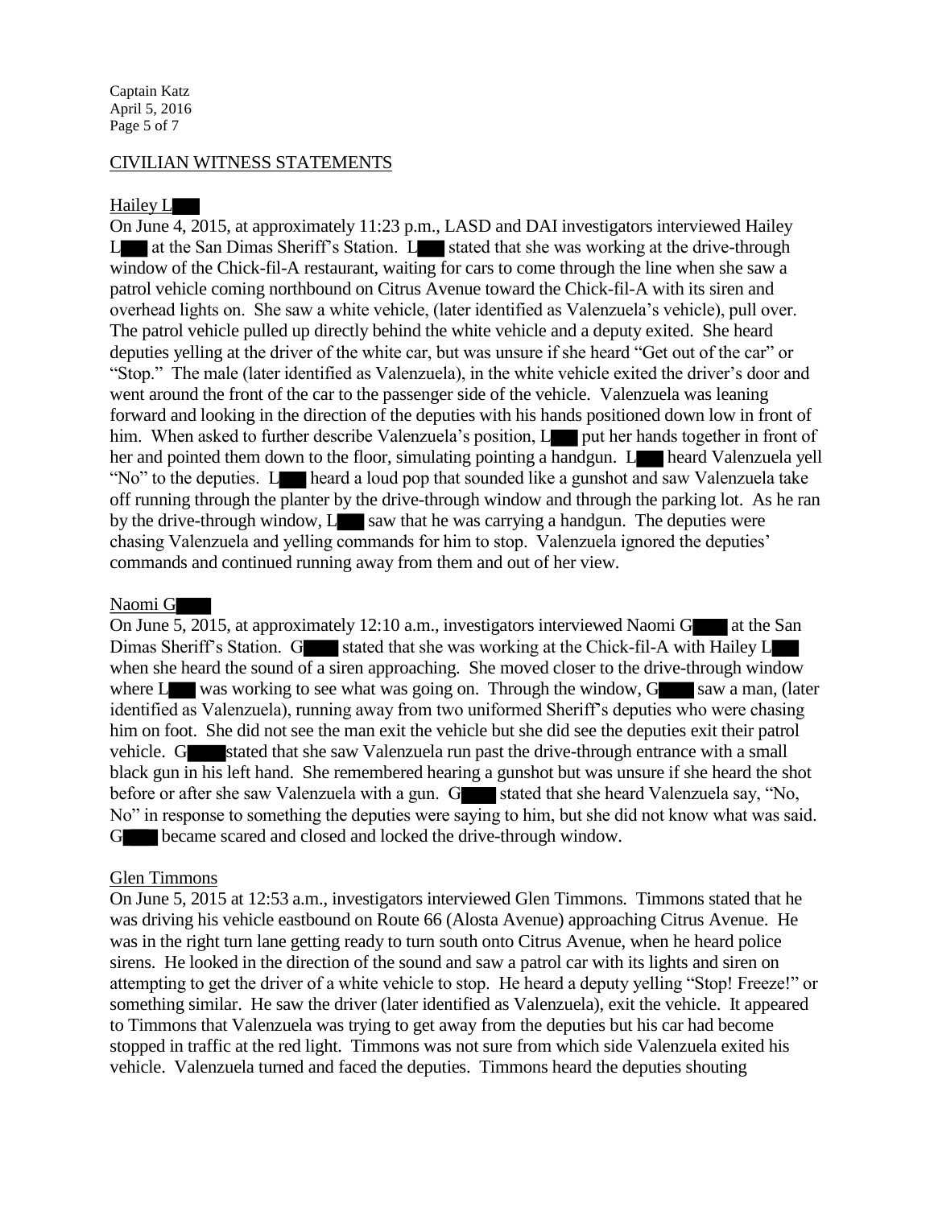## CIVILIAN WITNESS STATEMENTS

### Hailey L█

On June 4, 2015, at approximately 11:23 p.m., LASD and DAI investigators interviewed Hailey L█ at the San Dimas Sheriff's Station. L█ stated that she was working at the drive-through window of the Chick-fil-A restaurant, waiting for cars to come through the line when she saw a patrol vehicle coming northbound on Citrus Avenue toward the Chick-fil-A with its siren and overhead lights on. She saw a white vehicle, (later identified as Valenzuela's vehicle), pull over. The patrol vehicle pulled up directly behind the white vehicle and a deputy exited. She heard deputies yelling at the driver of the white car, but was unsure if she heard "Get out of the car" or "Stop." The male (later identified as Valenzuela), in the white vehicle exited the driver's door and went around the front of the car to the passenger side of the vehicle. Valenzuela was leaning forward and looking in the direction of the deputies with his hands positioned down low in front of him. When asked to further describe Valenzuela's position, L█ put her hands together in front of her and pointed them down to the floor, simulating pointing a handgun. L█ heard Valenzuela yell "No" to the deputies. L█ heard a loud pop that sounded like a gunshot and saw Valenzuela take off running through the planter by the drive-through window and through the parking lot. As he ran by the drive-through window, L█ saw that he was carrying a handgun. The deputies were chasing Valenzuela and yelling commands for him to stop. Valenzuela ignored the deputies' commands and continued running away from them and out of her view.

### Naomi G█

On June 5, 2015, at approximately 12:10 a.m., investigators interviewed Naomi G█ at the San Dimas Sheriff's Station. G█ stated that she was working at the Chick-fil-A with Hailey L█ when she heard the sound of a siren approaching. She moved closer to the drive-through window where L█ was working to see what was going on. Through the window, G█ saw a man, (later identified as Valenzuela), running away from two uniformed Sheriff's deputies who were chasing him on foot. She did not see the man exit the vehicle but she did see the deputies exit their patrol vehicle. G█ stated that she saw Valenzuela run past the drive-through entrance with a small black gun in his left hand. She remembered hearing a gunshot but was unsure if she heard the shot before or after she saw Valenzuela with a gun. G█ stated that she heard Valenzuela say, "No, No" in response to something the deputies were saying to him, but she did not know what was said. G█ became scared and closed and locked the drive-through window.

### Glen Timmons

On June 5, 2015 at 12:53 a.m., investigators interviewed Glen Timmons. Timmons stated that he was driving his vehicle eastbound on Route 66 (Alosta Avenue) approaching Citrus Avenue. He was in the right turn lane getting ready to turn south onto Citrus Avenue, when he heard police sirens. He looked in the direction of the sound and saw a patrol car with its lights and siren on attempting to get the driver of a white vehicle to stop. He heard a deputy yelling "Stop! Freeze!" or something similar. He saw the driver (later identified as Valenzuela), exit the vehicle. It appeared to Timmons that Valenzuela was trying to get away from the deputies but his car had become stopped in traffic at the red light. Timmons was not sure from which side Valenzuela exited his vehicle. Valenzuela turned and faced the deputies. Timmons heard the deputies shouting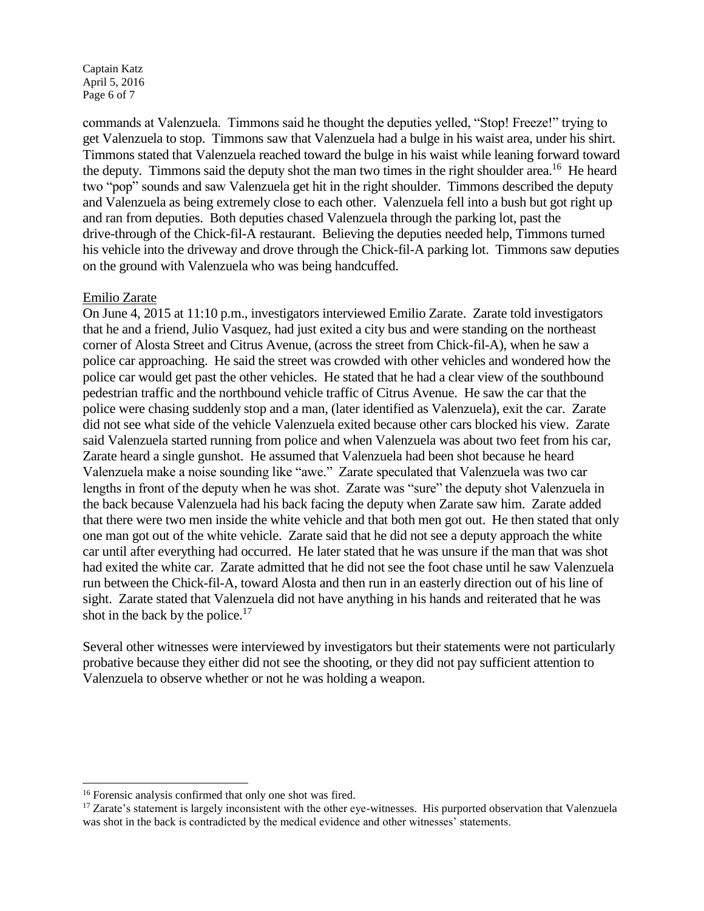commands at Valenzuela. Timmons said he thought the deputies yelled, "Stop! Freeze!" trying to get Valenzuela to stop. Timmons saw that Valenzuela had a bulge in his waist area, under his shirt. Timmons stated that Valenzuela reached toward the bulge in his waist while leaning forward toward the deputy. Timmons said the deputy shot the man two times in the right shoulder area.[16] He heard two "pop" sounds and saw Valenzuela get hit in the right shoulder. Timmons described the deputy and Valenzuela as being extremely close to each other. Valenzuela fell into a bush but got right up and ran from deputies. Both deputies chased Valenzuela through the parking lot, past the drive-through of the Chick-fil-A restaurant. Believing the deputies needed help, Timmons turned his vehicle into the driveway and drove through the Chick-fil-A parking lot. Timmons saw deputies on the ground with Valenzuela who was being handcuffed.

## Emilio Zarate

On June 4, 2015 at 11:10 p.m., investigators interviewed Emilio Zarate. Zarate told investigators that he and a friend, Julio Vasquez, had just exited a city bus and were standing on the northeast corner of Alosta Street and Citrus Avenue, (across the street from Chick-fil-A), when he saw a police car approaching. He said the street was crowded with other vehicles and wondered how the police car would get past the other vehicles. He stated that he had a clear view of the southbound pedestrian traffic and the northbound vehicle traffic of Citrus Avenue. He saw the car that the police were chasing suddenly stop and a man, (later identified as Valenzuela), exit the car. Zarate did not see what side of the vehicle Valenzuela exited because other cars blocked his view. Zarate said Valenzuela started running from police and when Valenzuela was about two feet from his car, Zarate heard a single gunshot. He assumed that Valenzuela had been shot because he heard Valenzuela make a noise sounding like "awe." Zarate speculated that Valenzuela was two car lengths in front of the deputy when he was shot. Zarate was "sure" the deputy shot Valenzuela in the back because Valenzuela had his back facing the deputy when Zarate saw him. Zarate added that there were two men inside the white vehicle and that both men got out. He then stated that only one man got out of the white vehicle. Zarate said that he did not see a deputy approach the white car until after everything had occurred. He later stated that he was unsure if the man that was shot had exited the white car. Zarate admitted that he did not see the foot chase until he saw Valenzuela run between the Chick-fil-A, toward Alosta and then run in an easterly direction out of his line of sight. Zarate stated that Valenzuela did not have anything in his hands and reiterated that he was shot in the back by the police.[17]

Several other witnesses were interviewed by investigators but their statements were not particularly probative because they either did not see the shooting, or they did not pay sufficient attention to Valenzuela to observe whether or not he was holding a weapon.

---

[16] Forensic analysis confirmed that only one shot was fired.

[17] Zarate's statement is largely inconsistent with the other eye-witnesses. His purported observation that Valenzuela was shot in the back is contradicted by the medical evidence and other witnesses' statements.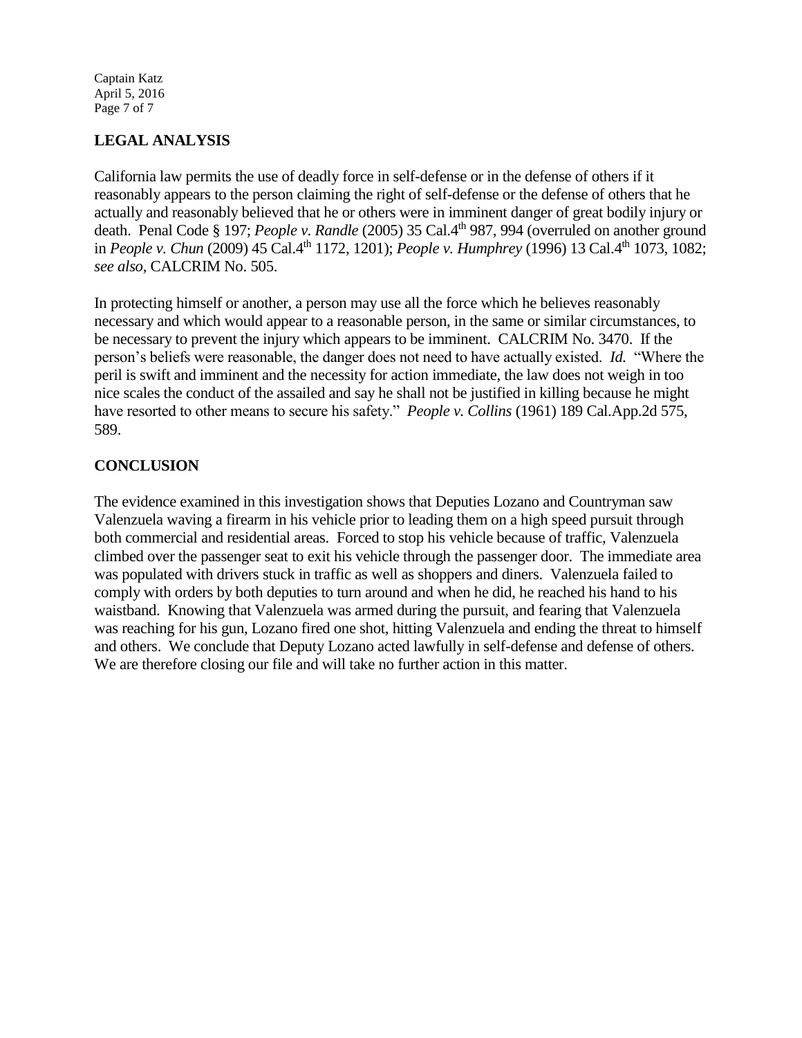## LEGAL ANALYSIS

California law permits the use of deadly force in self-defense or in the defense of others if it reasonably appears to the person claiming the right of self-defense or the defense of others that he actually and reasonably believed that he or others were in imminent danger of great bodily injury or death. Penal Code § 197; *People v. Randle* (2005) 35 Cal.4th 987, 994 (overruled on another ground in *People v. Chun* (2009) 45 Cal.4th 1172, 1201); *People v. Humphrey* (1996) 13 Cal.4th 1073, 1082; *see also,* CALCRIM No. 505.

In protecting himself or another, a person may use all the force which he believes reasonably necessary and which would appear to a reasonable person, in the same or similar circumstances, to be necessary to prevent the injury which appears to be imminent. CALCRIM No. 3470. If the person's beliefs were reasonable, the danger does not need to have actually existed. *Id.* "Where the peril is swift and imminent and the necessity for action immediate, the law does not weigh in too nice scales the conduct of the assailed and say he shall not be justified in killing because he might have resorted to other means to secure his safety." *People v. Collins* (1961) 189 Cal.App.2d 575, 589.

## CONCLUSION

The evidence examined in this investigation shows that Deputies Lozano and Countryman saw Valenzuela waving a firearm in his vehicle prior to leading them on a high speed pursuit through both commercial and residential areas. Forced to stop his vehicle because of traffic, Valenzuela climbed over the passenger seat to exit his vehicle through the passenger door. The immediate area was populated with drivers stuck in traffic as well as shoppers and diners. Valenzuela failed to comply with orders by both deputies to turn around and when he did, he reached his hand to his waistband. Knowing that Valenzuela was armed during the pursuit, and fearing that Valenzuela was reaching for his gun, Lozano fired one shot, hitting Valenzuela and ending the threat to himself and others. We conclude that Deputy Lozano acted lawfully in self-defense and defense of others. We are therefore closing our file and will take no further action in this matter.